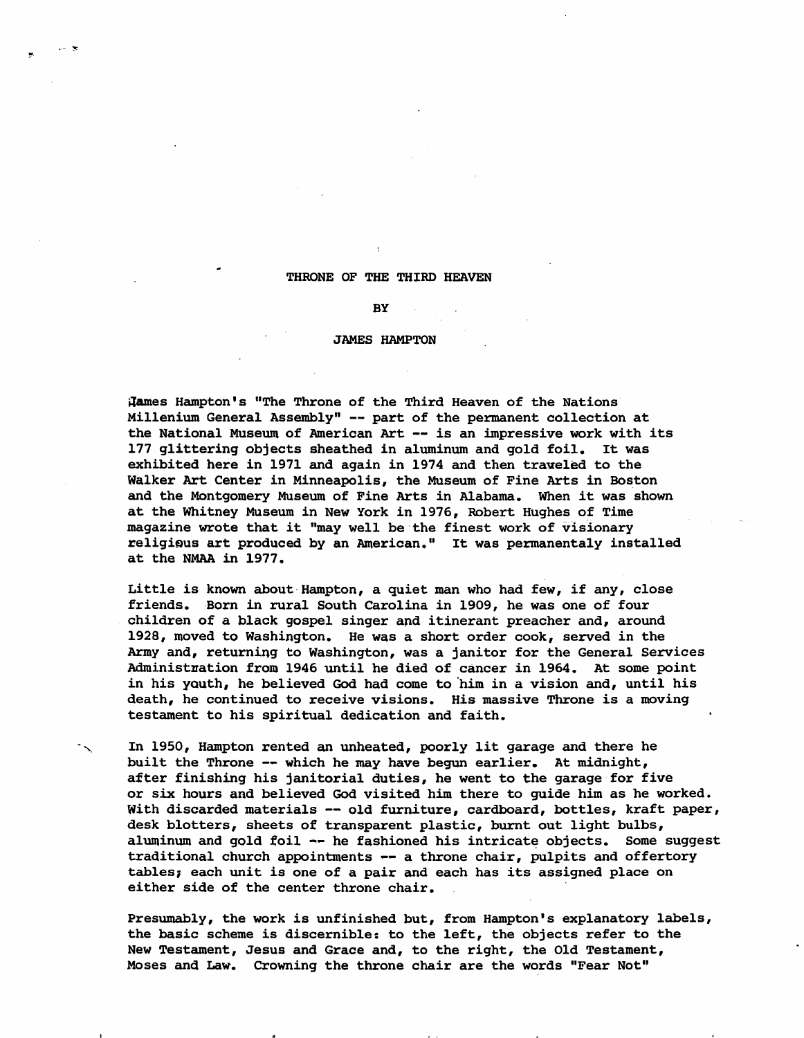# THRONE OF THE THIRD HEAVEN

BY

JAMES HAMPTON

James Hampton's "The Throne of the Third Heaven of the Nations Millenium General Assembly" -- part of the permanent collection at the National Museum of American Art -- is an impressive work with its 177 glittering objects sheathed in aluminum and gold foil. It was exhibited here in 1971 and again in 1974 and then traveled to the Walker Art Center in Minneapolis, the Museum of Fine Arts in Boston and the Montgomery Museum of Fine Arts in Alabama. When it was shown at the Whitney Museum in New York in 1976, Robert Hughes of Time magazine wrote that it "may well be the finest work of visionary religious art produced by an American." It was permanentaly installed at the NMAA in 1977.

Little is known about Hampton, a quiet man who had few, if any, close friends. Born in rural South Carolina in 1909, he was one of four children of a black gospel singer and itinerant preacher and, around 1928, moved to Washington. He was a short order cook, served in the Army and, returning to Washington, was a janitor for the General Services Administration from 1946 until he died of cancer in 1964. At some point in his youth, he believed God had come to him in a vision and, until his death, he continued to receive visions. His massive Throne is a moving testament to his spiritual dedication and faith.

In 1950, Hampton rented an unheated, poorly lit garage and there he built the Throne -- which he may have begun earlier. At midnight, after finishing his janitorial duties, he went to the garage for five or six hours and believed God visited him there to guide him as he worked. With discarded materials -- old furniture, cardboard, bottles, kraft paper, desk blotters, sheets of transparent plastic, burnt out light bulbs, aluminum and gold foil -- he fashioned his intricate objects. Some suggest traditional church appointments -- a throne chair, pulpits and offertory tables; each unit is one of a pair and each has its assigned place on either side of the center throne chair.

Presumably, the work is unfinished but, from Hampton's explanatory labels, the basic scheme is discernible: to the left, the objects refer to the New Testament, Jesus and Grace and, to the right, the Old Testament, Moses and Law. Crowning the throne chair are the words "Fear Not"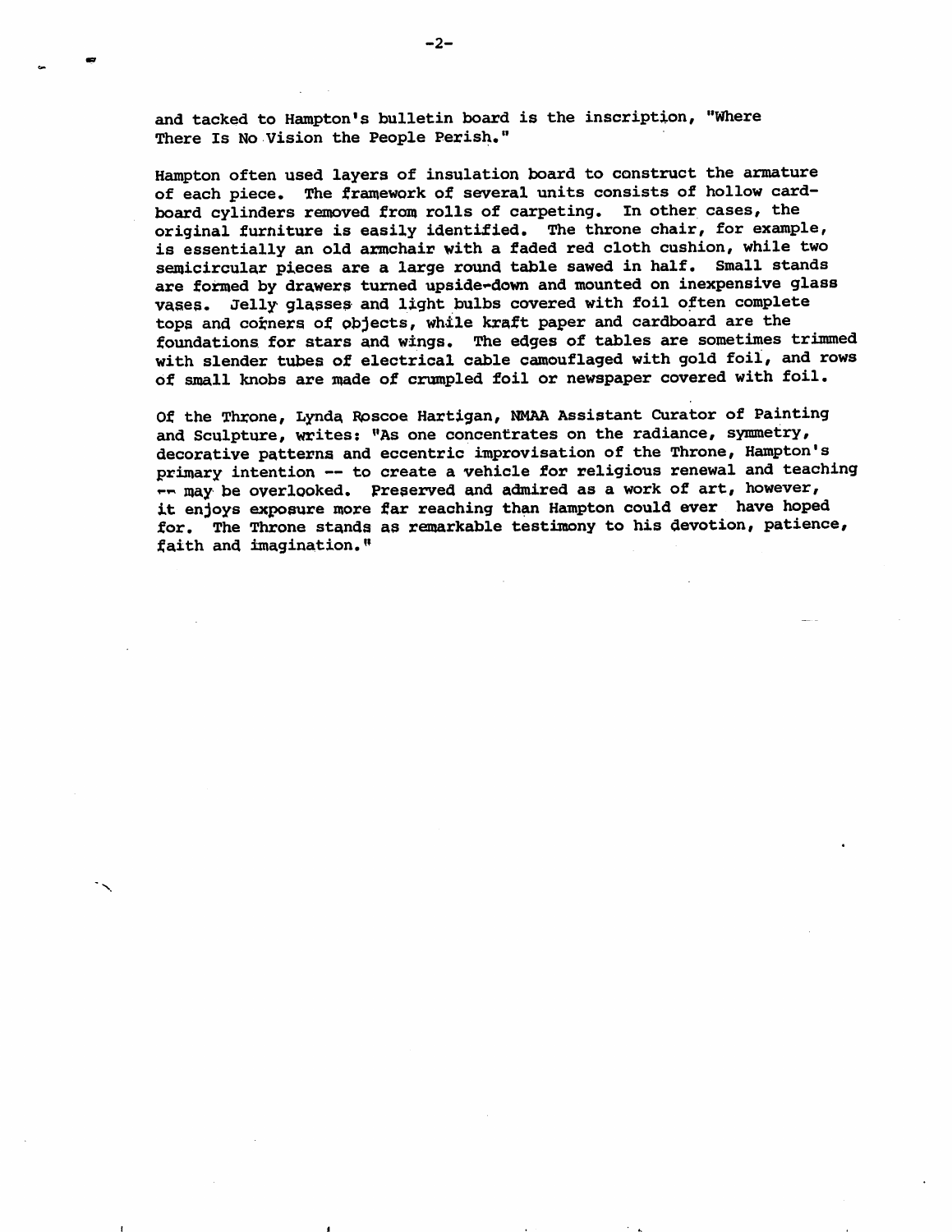and tacked to Hampton's bulletin board is the inscription, "Where There Is No Vision the People Perish."

Hampton often used layers of insulation board to construct the armature of each piece. The framework of several units consists of hollow cardboard cylinders removed from rolls of carpeting. In other cases, the original furniture is easily identified. The throne chair, for example, is essentially an old armchair with a faded red cloth cushion, while two semicircular pieces are a large round table sawed in half. Small stands are formed by drawers turned upside-down and mounted on inexpensive glass vases. Jelly glasses and light bulbs covered with foil often complete tops and corners of objects, while kraft paper and cardboard are the foundations for stars and wings. The edges of tables are sometimes trimmed with slender tubes of electrical cable camouflaged with gold foil, and rows of small knobs are made of crumpled foil or newspaper covered with foil.

Of the Throne, Lynda Roscoe Hartigan, NMAA Assistant Curator of Painting and Sculpture, writes: "As one concentrates on the radiance, symmetry, decorative patterns and eccentric improvisation of the Throne, Hampton's primary intention -- to create a vehicle for religious renewal and teaching -- may be overlooked. Preserved and admired as a work of art, however, it enjoys exposure more far reaching than Hampton could ever have hoped for. The Throne stands as remarkable testimony to his devotion, patience, faith and imagination."